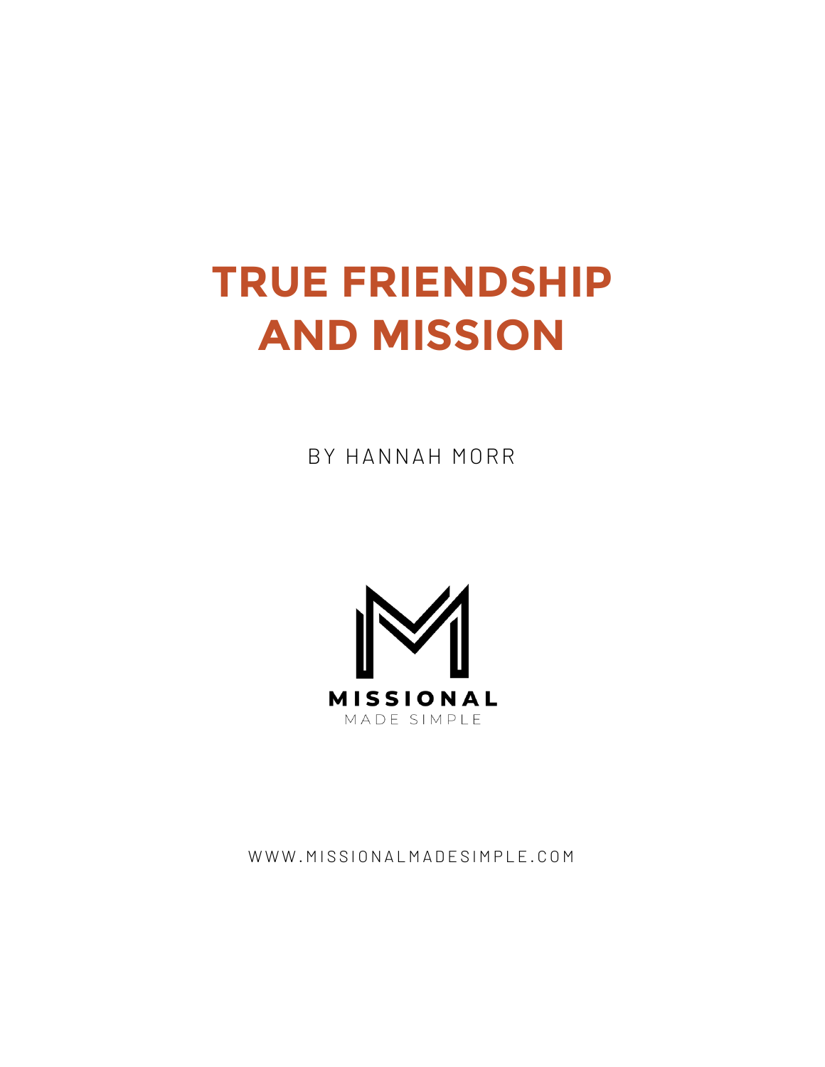# TRUE FRIENDSHIP AND MISSION

BY HANNAH MORR

MISSIONAL
MADE SIMPLE

WWW.MISSIONALMADESIMPLE.COM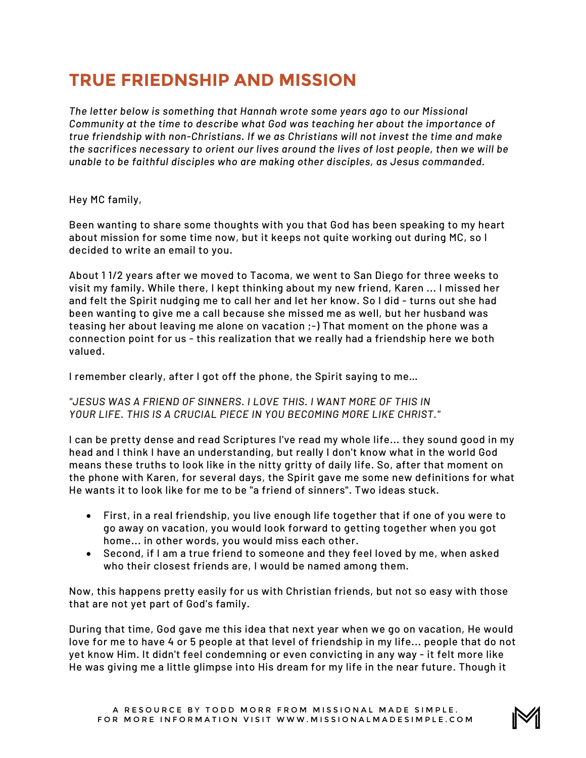# TRUE FRIEDNSHIP AND MISSION

*The letter below is something that Hannah wrote some years ago to our Missional Community at the time to describe what God was teaching her about the importance of true friendship with non-Christians. If we as Christians will not invest the time and make the sacrifices necessary to orient our lives around the lives of lost people, then we will be unable to be faithful disciples who are making other disciples, as Jesus commanded.*

Hey MC family,

Been wanting to share some thoughts with you that God has been speaking to my heart about mission for some time now, but it keeps not quite working out during MC, so I decided to write an email to you.

About 1 1/2 years after we moved to Tacoma, we went to San Diego for three weeks to visit my family. While there, I kept thinking about my new friend, Karen ... I missed her and felt the Spirit nudging me to call her and let her know. So I did - turns out she had been wanting to give me a call because she missed me as well, but her husband was teasing her about leaving me alone on vacation ;-) That moment on the phone was a connection point for us - this realization that we really had a friendship here we both valued.

I remember clearly, after I got off the phone, the Spirit saying to me...

*"JESUS WAS A FRIEND OF SINNERS. I LOVE THIS. I WANT MORE OF THIS IN YOUR LIFE. THIS IS A CRUCIAL PIECE IN YOU BECOMING MORE LIKE CHRIST."*

I can be pretty dense and read Scriptures I've read my whole life... they sound good in my head and I think I have an understanding, but really I don't know what in the world God means these truths to look like in the nitty gritty of daily life. So, after that moment on the phone with Karen, for several days, the Spirit gave me some new definitions for what He wants it to look like for me to be "a friend of sinners". Two ideas stuck.

- First, in a real friendship, you live enough life together that if one of you were to go away on vacation, you would look forward to getting together when you got home... in other words, you would miss each other.
- Second, if I am a true friend to someone and they feel loved by me, when asked who their closest friends are, I would be named among them.

Now, this happens pretty easily for us with Christian friends, but not so easy with those that are not yet part of God's family.

During that time, God gave me this idea that next year when we go on vacation, He would love for me to have 4 or 5 people at that level of friendship in my life... people that do not yet know Him. It didn't feel condemning or even convicting in any way - it felt more like He was giving me a little glimpse into His dream for my life in the near future. Though it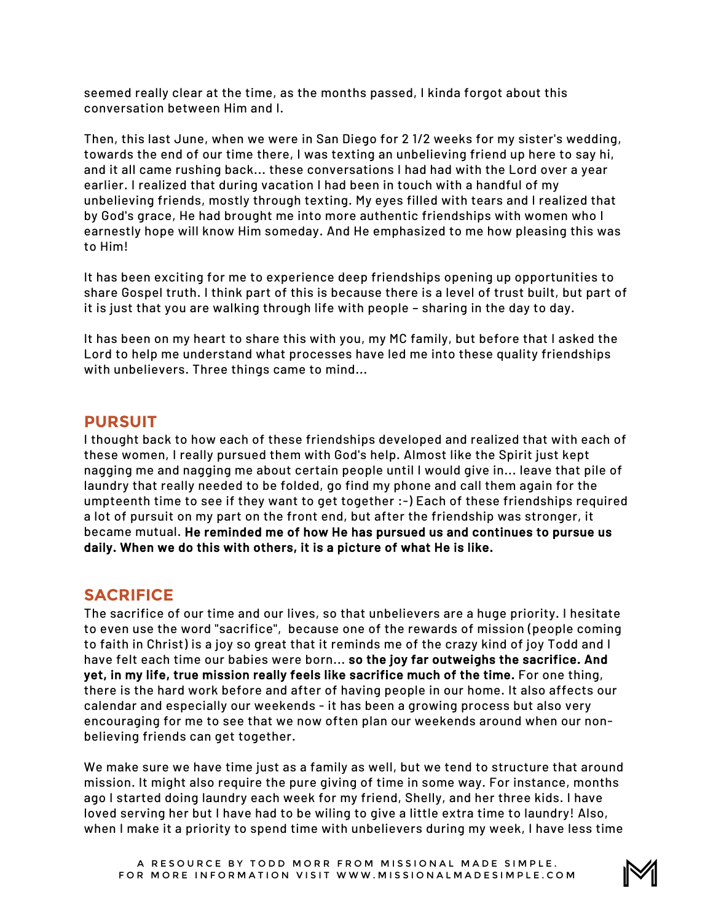seemed really clear at the time, as the months passed, I kinda forgot about this conversation between Him and I.

Then, this last June, when we were in San Diego for 2 1/2 weeks for my sister's wedding, towards the end of our time there, I was texting an unbelieving friend up here to say hi, and it all came rushing back... these conversations I had had with the Lord over a year earlier. I realized that during vacation I had been in touch with a handful of my unbelieving friends, mostly through texting. My eyes filled with tears and I realized that by God's grace, He had brought me into more authentic friendships with women who I earnestly hope will know Him someday. And He emphasized to me how pleasing this was to Him!

It has been exciting for me to experience deep friendships opening up opportunities to share Gospel truth. I think part of this is because there is a level of trust built, but part of it is just that you are walking through life with people – sharing in the day to day.

It has been on my heart to share this with you, my MC family, but before that I asked the Lord to help me understand what processes have led me into these quality friendships with unbelievers. Three things came to mind...

## PURSUIT

I thought back to how each of these friendships developed and realized that with each of these women, I really pursued them with God's help. Almost like the Spirit just kept nagging me and nagging me about certain people until I would give in... leave that pile of laundry that really needed to be folded, go find my phone and call them again for the umpteenth time to see if they want to get together :-) Each of these friendships required a lot of pursuit on my part on the front end, but after the friendship was stronger, it became mutual. **He reminded me of how He has pursued us and continues to pursue us daily. When we do this with others, it is a picture of what He is like.**

## SACRIFICE

The sacrifice of our time and our lives, so that unbelievers are a huge priority. I hesitate to even use the word "sacrifice", because one of the rewards of mission (people coming to faith in Christ) is a joy so great that it reminds me of the crazy kind of joy Todd and I have felt each time our babies were born... **so the joy far outweighs the sacrifice. And yet, in my life, true mission really feels like sacrifice much of the time.** For one thing, there is the hard work before and after of having people in our home. It also affects our calendar and especially our weekends - it has been a growing process but also very encouraging for me to see that we now often plan our weekends around when our non-believing friends can get together.

We make sure we have time just as a family as well, but we tend to structure that around mission. It might also require the pure giving of time in some way. For instance, months ago I started doing laundry each week for my friend, Shelly, and her three kids. I have loved serving her but I have had to be wiling to give a little extra time to laundry! Also, when I make it a priority to spend time with unbelievers during my week, I have less time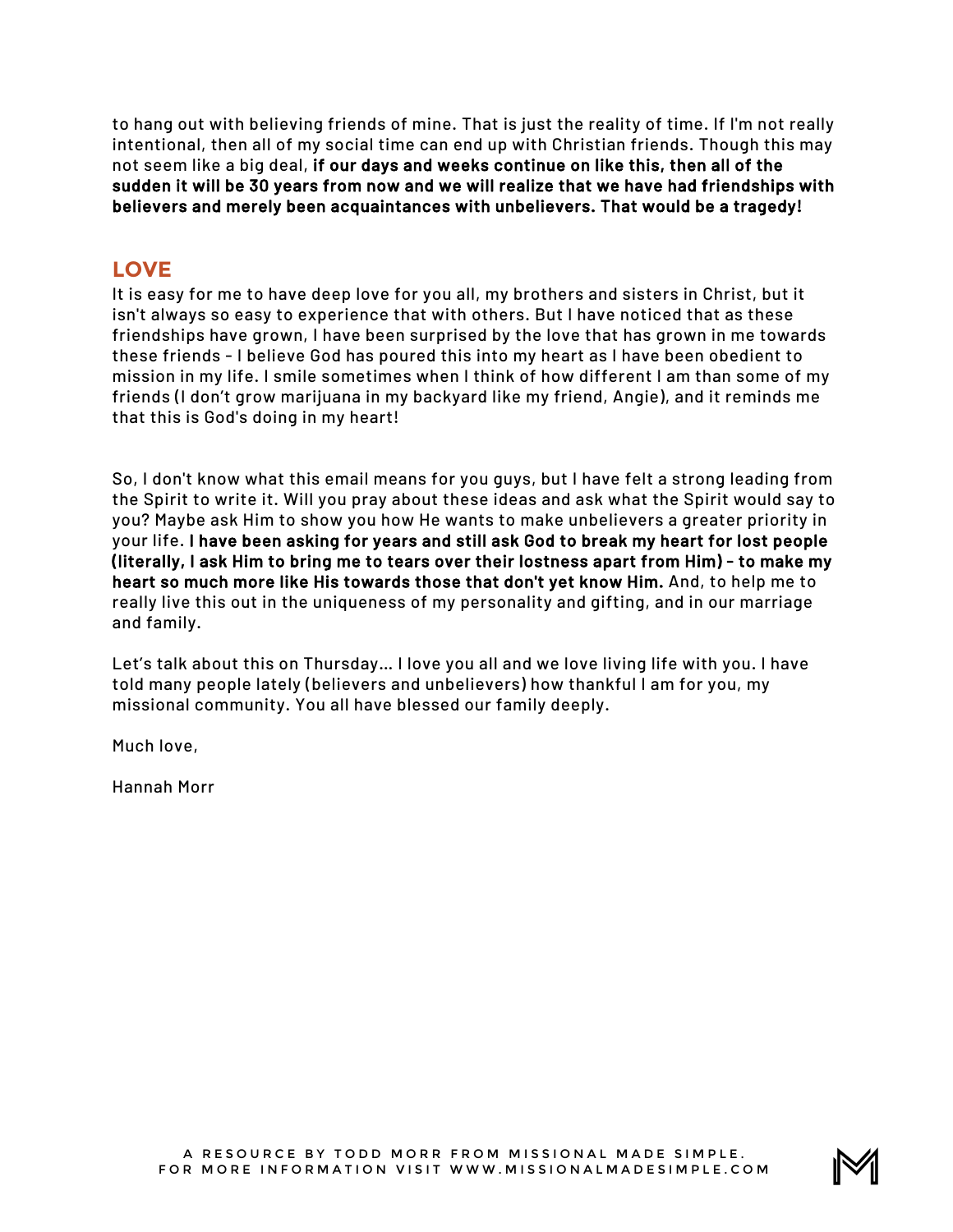to hang out with believing friends of mine. That is just the reality of time. If I'm not really intentional, then all of my social time can end up with Christian friends. Though this may not seem like a big deal, **if our days and weeks continue on like this, then all of the sudden it will be 30 years from now and we will realize that we have had friendships with believers and merely been acquaintances with unbelievers. That would be a tragedy!**

## LOVE

It is easy for me to have deep love for you all, my brothers and sisters in Christ, but it isn't always so easy to experience that with others. But I have noticed that as these friendships have grown, I have been surprised by the love that has grown in me towards these friends - I believe God has poured this into my heart as I have been obedient to mission in my life. I smile sometimes when I think of how different I am than some of my friends (I don't grow marijuana in my backyard like my friend, Angie), and it reminds me that this is God's doing in my heart!

So, I don't know what this email means for you guys, but I have felt a strong leading from the Spirit to write it. Will you pray about these ideas and ask what the Spirit would say to you? Maybe ask Him to show you how He wants to make unbelievers a greater priority in your life. **I have been asking for years and still ask God to break my heart for lost people (literally, I ask Him to bring me to tears over their lostness apart from Him) - to make my heart so much more like His towards those that don't yet know Him.** And, to help me to really live this out in the uniqueness of my personality and gifting, and in our marriage and family.

Let's talk about this on Thursday… I love you all and we love living life with you. I have told many people lately (believers and unbelievers) how thankful I am for you, my missional community. You all have blessed our family deeply.

Much love,

Hannah Morr